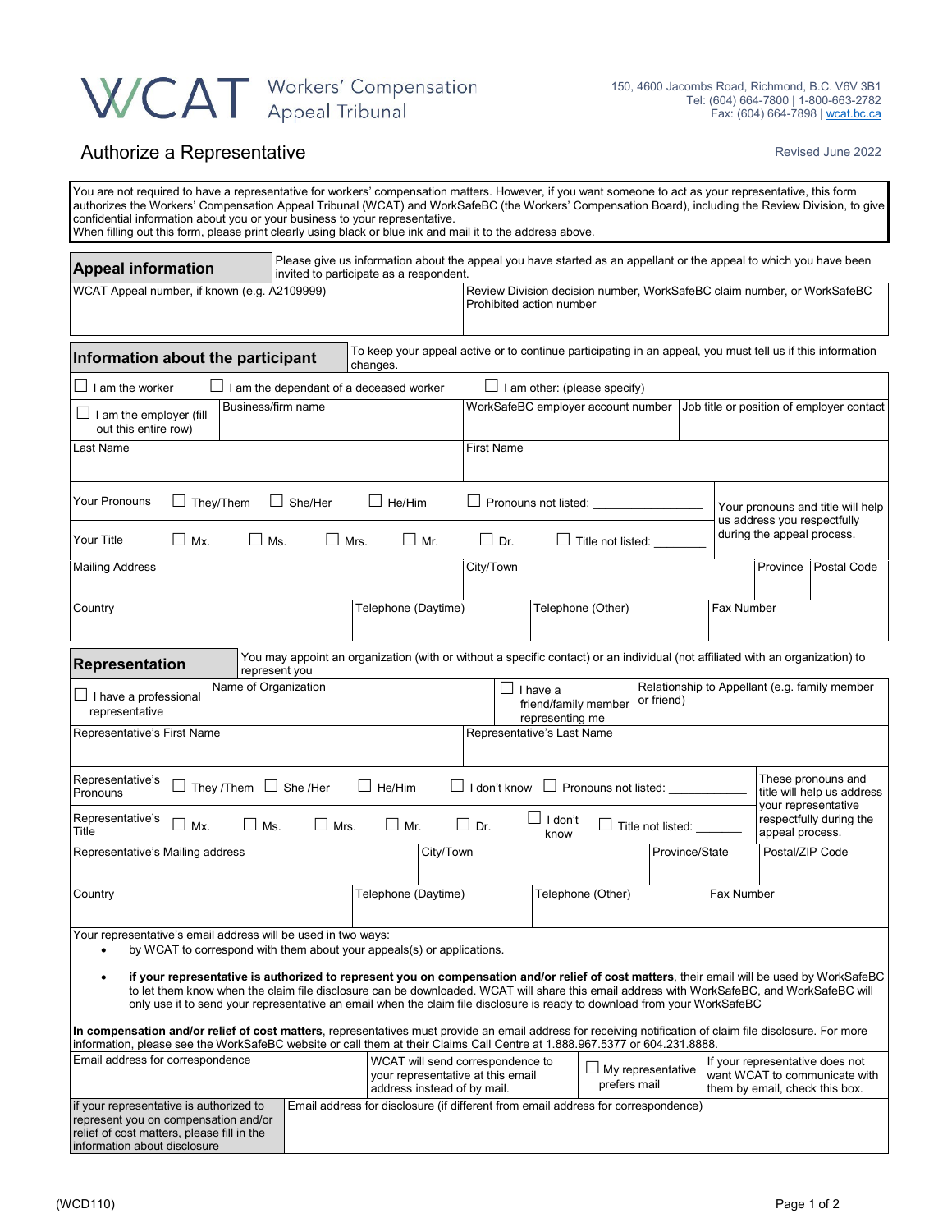# WCAT Workers' Compensation Appeal Tribunal

150, 4600 Jacombs Road, Richmond, B.C. V6V 3B1
Tel: (604) 664-7800 | 1-800-663-2782
Fax: (604) 664-7898 | wcat.bc.ca

## Authorize a Representative

Revised June 2022

You are not required to have a representative for workers' compensation matters. However, if you want someone to act as your representative, this form authorizes the Workers' Compensation Appeal Tribunal (WCAT) and WorkSafeBC (the Workers' Compensation Board), including the Review Division, to give confidential information about you or your business to your representative.
When filling out this form, please print clearly using black or blue ink and mail it to the address above.

### Appeal information

Please give us information about the appeal you have started as an appellant or the appeal to which you have been invited to participate as a respondent.

| WCAT Appeal number, if known (e.g. A2109999) | Review Division decision number, WorkSafeBC claim number, or WorkSafeBC Prohibited action number |
|---|---|
| | |

### Information about the participant

To keep your appeal active or to continue participating in an appeal, you must tell us if this information changes.

☐ I am the worker ☐ I am the dependant of a deceased worker ☐ I am other: (please specify)

| ☐ I am the employer (fill out this entire row) | Business/firm name | WorkSafeBC employer account number | Job title or position of employer contact |
|---|---|---|---|
| | | | |

| Last Name | First Name |
|---|---|
| | |

Your Pronouns ☐ They/Them ☐ She/Her ☐ He/Him ☐ Pronouns not listed: ___________

Your Title ☐ Mx. ☐ Ms. ☐ Mrs. ☐ Mr. ☐ Dr. ☐ Title not listed: _______

Your pronouns and title will help us address you respectfully during the appeal process.

| Mailing Address | City/Town | Province | Postal Code |
|---|---|---|---|
| | | | |

| Country | Telephone (Daytime) | Telephone (Other) | Fax Number |
|---|---|---|---|
| | | | |

### Representation

You may appoint an organization (with or without a specific contact) or an individual (not affiliated with an organization) to represent you

| ☐ I have a professional representative | Name of Organization | ☐ I have a friend/family member representing me | Relationship to Appellant (e.g. family member or friend) |
|---|---|---|---|
| | | | |

| Representative's First Name | Representative's Last Name |
|---|---|
| | |

Representative's Pronouns ☐ They /Them ☐ She /Her ☐ He/Him ☐ I don't know ☐ Pronouns not listed: ___________

Representative's Title ☐ Mx. ☐ Ms. ☐ Mrs. ☐ Mr. ☐ Dr. ☐ I don't know ☐ Title not listed: _______

These pronouns and title will help us address your representative respectfully during the appeal process.

| Representative's Mailing address | City/Town | Province/State | Postal/ZIP Code |
|---|---|---|---|
| | | | |

| Country | Telephone (Daytime) | Telephone (Other) | Fax Number |
|---|---|---|---|
| | | | |

Your representative's email address will be used in two ways:

- by WCAT to correspond with them about your appeals(s) or applications.
- **if your representative is authorized to represent you on compensation and/or relief of cost matters**, their email will be used by WorkSafeBC to let them know when the claim file disclosure can be downloaded. WCAT will share this email address with WorkSafeBC, and WorkSafeBC will only use it to send your representative an email when the claim file disclosure is ready to download from your WorkSafeBC

**In compensation and/or relief of cost matters**, representatives must provide an email address for receiving notification of claim file disclosure. For more information, please see the WorkSafeBC website or call them at their Claims Call Centre at 1.888.967.5377 or 604.231.8888.

| Email address for correspondence | WCAT will send correspondence to your representative at this email address instead of by mail. | ☐ My representative prefers mail | If your representative does not want WCAT to communicate with them by email, check this box. |
|---|---|---|---|

| If your representative is authorized to represent you on compensation and/or relief of cost matters, please fill in the information about disclosure | Email address for disclosure (if different from email address for correspondence) |
|---|---|
| | |

(WCD110)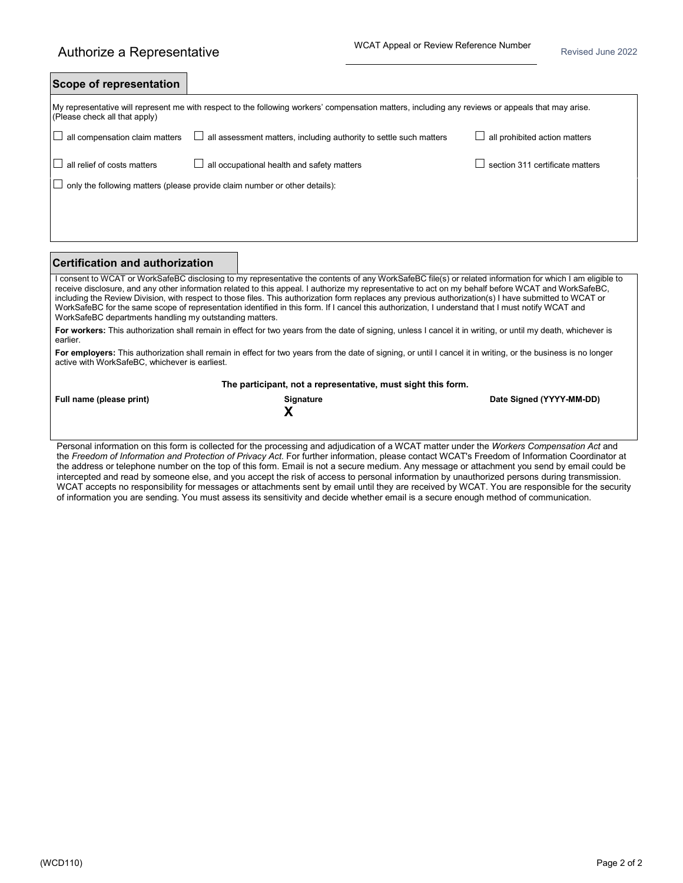Authorize a Representative

WCAT Appeal or Review Reference Number ____________________

Revised June 2022

## Scope of representation

My representative will represent me with respect to the following workers' compensation matters, including any reviews or appeals that may arise. (Please check all that apply)

- ☐ all compensation claim matters
- ☐ all assessment matters, including authority to settle such matters
- ☐ all prohibited action matters
- ☐ all relief of costs matters
- ☐ all occupational health and safety matters
- ☐ section 311 certificate matters
- ☐ only the following matters (please provide claim number or other details):

## Certification and authorization

I consent to WCAT or WorkSafeBC disclosing to my representative the contents of any WorkSafeBC file(s) or related information for which I am eligible to receive disclosure, and any other information related to this appeal. I authorize my representative to act on my behalf before WCAT and WorkSafeBC, including the Review Division, with respect to those files. This authorization form replaces any previous authorization(s) I have submitted to WCAT or WorkSafeBC for the same scope of representation identified in this form. If I cancel this authorization, I understand that I must notify WCAT and WorkSafeBC departments handling my outstanding matters.

**For workers:** This authorization shall remain in effect for two years from the date of signing, unless I cancel it in writing, or until my death, whichever is earlier.

**For employers:** This authorization shall remain in effect for two years from the date of signing, or until I cancel it in writing, or the business is no longer active with WorkSafeBC, whichever is earliest.

**The participant, not a representative, must sight this form.**

| Full name (please print) | Signature | Date Signed (YYYY-MM-DD) |
| --- | --- | --- |
| | **X** | |

Personal information on this form is collected for the processing and adjudication of a WCAT matter under the *Workers Compensation Act* and the *Freedom of Information and Protection of Privacy Act*. For further information, please contact WCAT's Freedom of Information Coordinator at the address or telephone number on the top of this form. Email is not a secure medium. Any message or attachment you send by email could be intercepted and read by someone else, and you accept the risk of access to personal information by unauthorized persons during transmission. WCAT accepts no responsibility for messages or attachments sent by email until they are received by WCAT. You are responsible for the security of information you are sending. You must assess its sensitivity and decide whether email is a secure enough method of communication.

(WCD110)